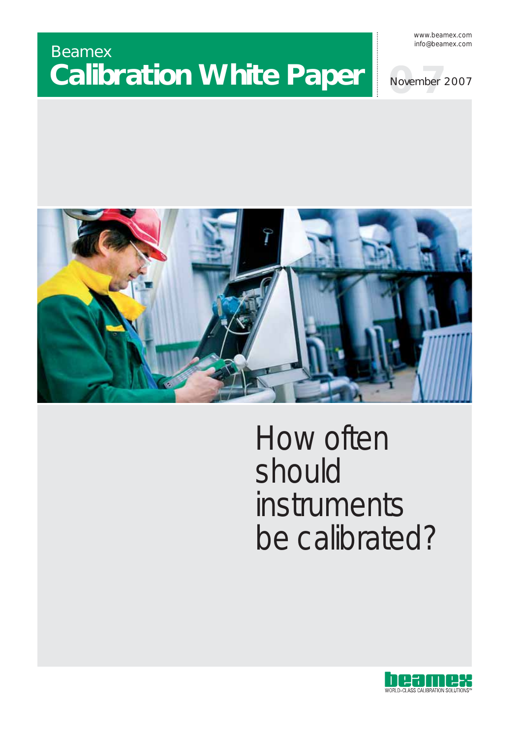Beamex

# Calibration White Paper

www.beamex.com
info@beamex.com

07 November 2007

# How often should instruments be calibrated?

beamex
WORLD-CLASS CALIBRATION SOLUTIONS™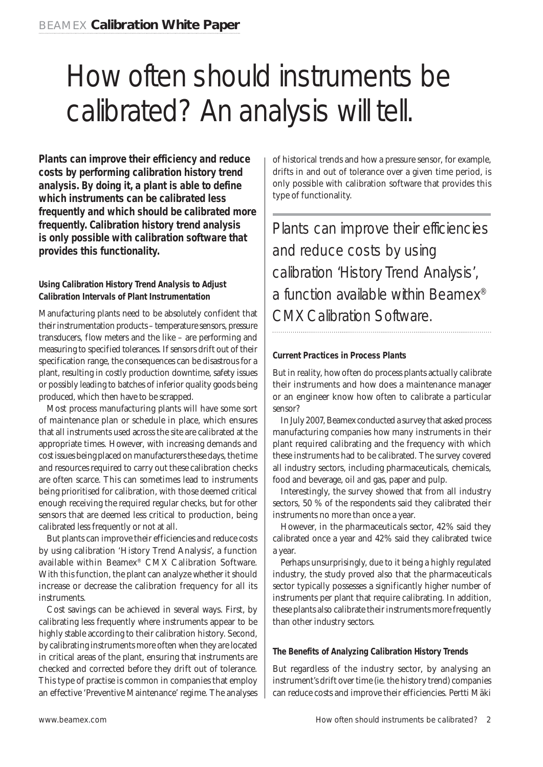# How often should instruments be calibrated? An analysis will tell.

**Plants can improve their efficiency and reduce costs by performing calibration history trend analysis. By doing it, a plant is able to define which instruments can be calibrated less frequently and which should be calibrated more frequently. Calibration history trend analysis is only possible with calibration software that provides this functionality.**

### Using Calibration History Trend Analysis to Adjust Calibration Intervals of Plant Instrumentation

Manufacturing plants need to be absolutely confident that their instrumentation products – temperature sensors, pressure transducers, flow meters and the like – are performing and measuring to specified tolerances. If sensors drift out of their specification range, the consequences can be disastrous for a plant, resulting in costly production downtime, safety issues or possibly leading to batches of inferior quality goods being produced, which then have to be scrapped.

Most process manufacturing plants will have some sort of maintenance plan or schedule in place, which ensures that all instruments used across the site are calibrated at the appropriate times. However, with increasing demands and cost issues being placed on manufacturers these days, the time and resources required to carry out these calibration checks are often scarce. This can sometimes lead to instruments being prioritised for calibration, with those deemed critical enough receiving the required regular checks, but for other sensors that are deemed less critical to production, being calibrated less frequently or not at all.

But plants can improve their efficiencies and reduce costs by using calibration 'History Trend Analysis', a function available within Beamex® CMX Calibration Software. With this function, the plant can analyze whether it should increase or decrease the calibration frequency for all its instruments.

Cost savings can be achieved in several ways. First, by calibrating less frequently where instruments appear to be highly stable according to their calibration history. Second, by calibrating instruments more often when they are located in critical areas of the plant, ensuring that instruments are checked and corrected before they drift out of tolerance. This type of practise is common in companies that employ an effective 'Preventive Maintenance' regime. The analyses of historical trends and how a pressure sensor, for example, drifts in and out of tolerance over a given time period, is only possible with calibration software that provides this type of functionality.

> Plants can improve their efficiencies and reduce costs by using calibration 'History Trend Analysis', a function available within Beamex® CMX Calibration Software.

### Current Practices in Process Plants

But in reality, how often do process plants actually calibrate their instruments and how does a maintenance manager or an engineer know how often to calibrate a particular sensor?

In July 2007, Beamex conducted a survey that asked process manufacturing companies how many instruments in their plant required calibrating and the frequency with which these instruments had to be calibrated. The survey covered all industry sectors, including pharmaceuticals, chemicals, food and beverage, oil and gas, paper and pulp.

Interestingly, the survey showed that from all industry sectors, 50 % of the respondents said they calibrated their instruments no more than once a year.

However, in the pharmaceuticals sector, 42% said they calibrated once a year and 42% said they calibrated twice a year.

Perhaps unsurprisingly, due to it being a highly regulated industry, the study proved also that the pharmaceuticals sector typically possesses a significantly higher number of instruments per plant that require calibrating. In addition, these plants also calibrate their instruments more frequently than other industry sectors.

### The Benefits of Analyzing Calibration History Trends

But regardless of the industry sector, by analysing an instrument's drift over time (ie. the history trend) companies can reduce costs and improve their efficiencies. Pertti Mäki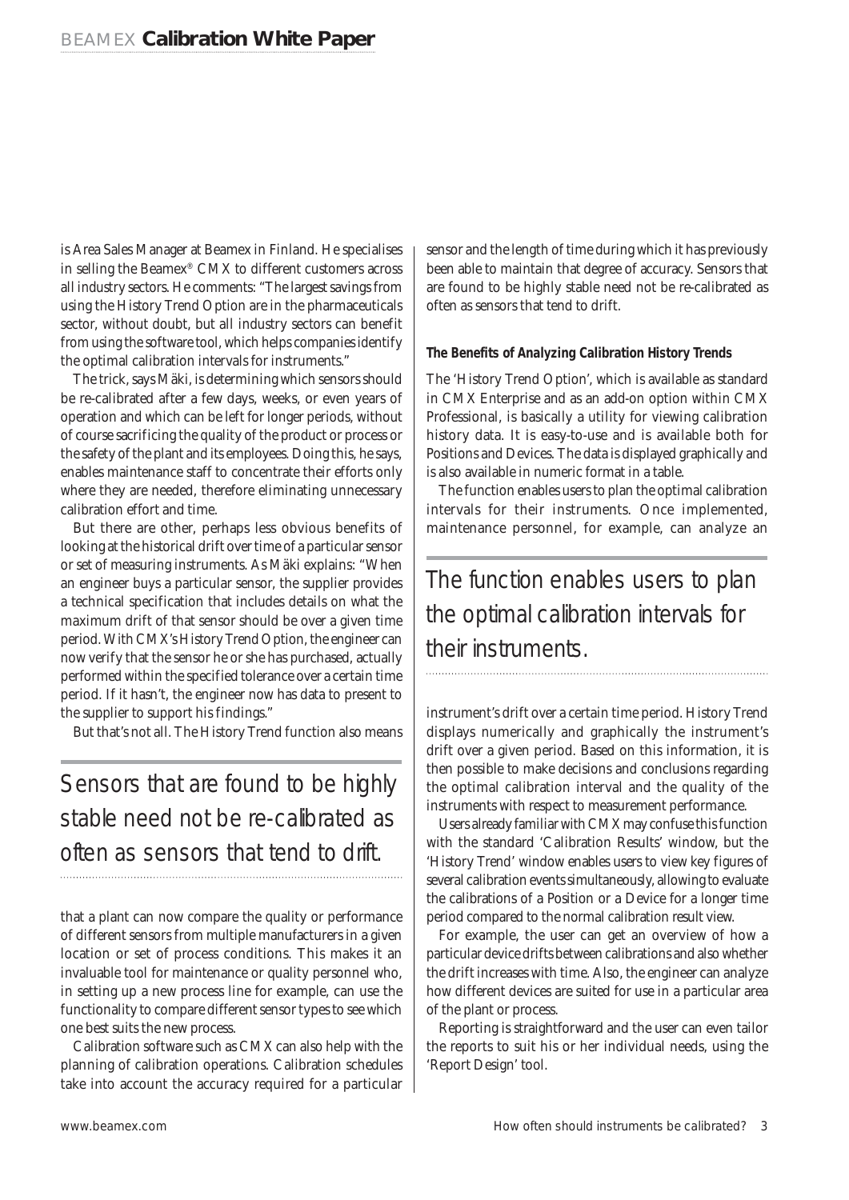is Area Sales Manager at Beamex in Finland. He specialises in selling the Beamex® CMX to different customers across all industry sectors. He comments: "The largest savings from using the History Trend Option are in the pharmaceuticals sector, without doubt, but all industry sectors can benefit from using the software tool, which helps companies identify the optimal calibration intervals for instruments."

The trick, says Mäki, is determining which sensors should be re-calibrated after a few days, weeks, or even years of operation and which can be left for longer periods, without of course sacrificing the quality of the product or process or the safety of the plant and its employees. Doing this, he says, enables maintenance staff to concentrate their efforts only where they are needed, therefore eliminating unnecessary calibration effort and time.

But there are other, perhaps less obvious benefits of looking at the historical drift over time of a particular sensor or set of measuring instruments. As Mäki explains: "When an engineer buys a particular sensor, the supplier provides a technical specification that includes details on what the maximum drift of that sensor should be over a given time period. With CMX's History Trend Option, the engineer can now verify that the sensor he or she has purchased, actually performed within the specified tolerance over a certain time period. If it hasn't, the engineer now has data to present to the supplier to support his findings."

But that's not all. The History Trend function also means that a plant can now compare the quality or performance of different sensors from multiple manufacturers in a given location or set of process conditions. This makes it an invaluable tool for maintenance or quality personnel who, in setting up a new process line for example, can use the functionality to compare different sensor types to see which one best suits the new process.

> Sensors that are found to be highly stable need not be re-calibrated as often as sensors that tend to drift.

Calibration software such as CMX can also help with the planning of calibration operations. Calibration schedules take into account the accuracy required for a particular sensor and the length of time during which it has previously been able to maintain that degree of accuracy. Sensors that are found to be highly stable need not be re-calibrated as often as sensors that tend to drift.

**The Benefits of Analyzing Calibration History Trends**

The 'History Trend Option', which is available as standard in CMX Enterprise and as an add-on option within CMX Professional, is basically a utility for viewing calibration history data. It is easy-to-use and is available both for Positions and Devices. The data is displayed graphically and is also available in numeric format in a table.

The function enables users to plan the optimal calibration intervals for their instruments. Once implemented, maintenance personnel, for example, can analyze an instrument's drift over a certain time period. History Trend displays numerically and graphically the instrument's drift over a given period. Based on this information, it is then possible to make decisions and conclusions regarding the optimal calibration interval and the quality of the instruments with respect to measurement performance.

> The function enables users to plan the optimal calibration intervals for their instruments.

Users already familiar with CMX may confuse this function with the standard 'Calibration Results' window, but the 'History Trend' window enables users to view key figures of several calibration events simultaneously, allowing to evaluate the calibrations of a Position or a Device for a longer time period compared to the normal calibration result view.

For example, the user can get an overview of how a particular device drifts between calibrations and also whether the drift increases with time. Also, the engineer can analyze how different devices are suited for use in a particular area of the plant or process.

Reporting is straightforward and the user can even tailor the reports to suit his or her individual needs, using the 'Report Design' tool.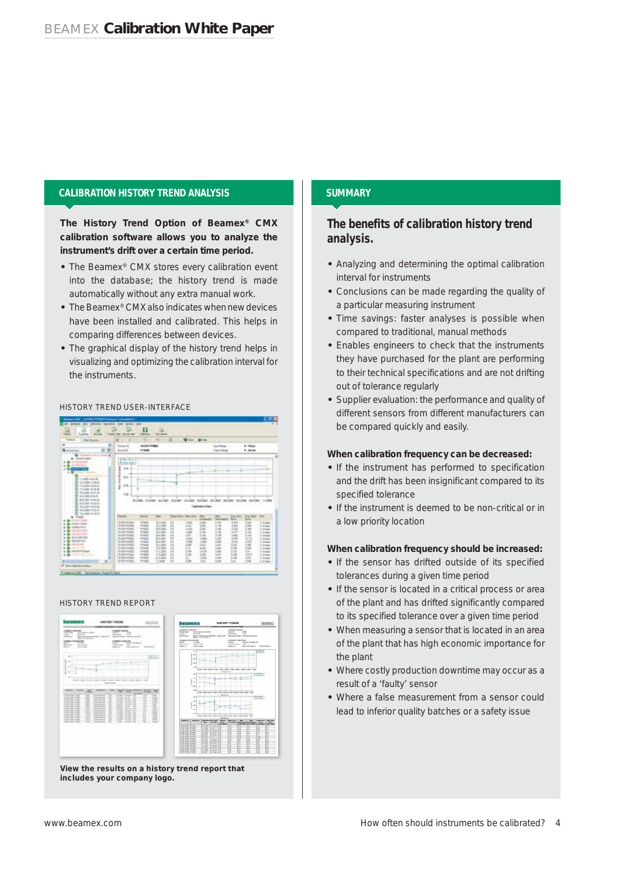## CALIBRATION HISTORY TREND ANALYSIS

**The History Trend Option of Beamex® CMX calibration software allows you to analyze the instrument's drift over a certain time period.**

- The Beamex® CMX stores every calibration event into the database; the history trend is made automatically without any extra manual work.
- The Beamex® CMX also indicates when new devices have been installed and calibrated. This helps in comparing differences between devices.
- The graphical display of the history trend helps in visualizing and optimizing the calibration interval for the instruments.

HISTORY TREND USER-INTERFACE

HISTORY TREND REPORT

**View the results on a history trend report that includes your company logo.**

## SUMMARY

### The benefits of calibration history trend analysis.

- Analyzing and determining the optimal calibration interval for instruments
- Conclusions can be made regarding the quality of a particular measuring instrument
- Time savings: faster analyses is possible when compared to traditional, manual methods
- Enables engineers to check that the instruments they have purchased for the plant are performing to their technical specifications and are not drifting out of tolerance regularly
- Supplier evaluation: the performance and quality of different sensors from different manufacturers can be compared quickly and easily.

**When calibration frequency can be decreased:**

- If the instrument has performed to specification and the drift has been insignificant compared to its specified tolerance
- If the instrument is deemed to be non-critical or in a low priority location

**When calibration frequency should be increased:**

- If the sensor has drifted outside of its specified tolerances during a given time period
- If the sensor is located in a critical process or area of the plant and has drifted significantly compared to its specified tolerance over a given time period
- When measuring a sensor that is located in an area of the plant that has high economic importance for the plant
- Where costly production downtime may occur as a result of a 'faulty' sensor
- Where a false measurement from a sensor could lead to inferior quality batches or a safety issue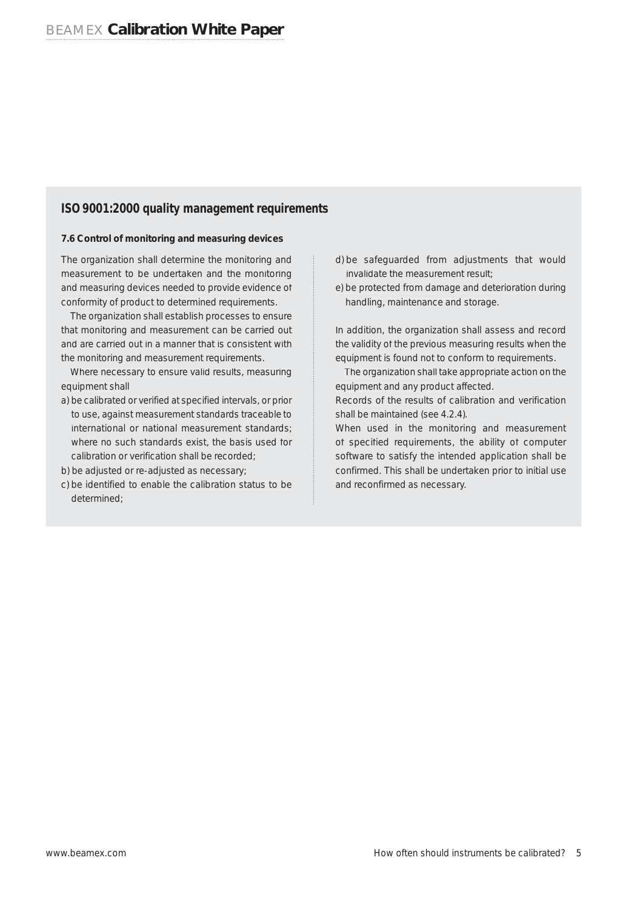## ISO 9001:2000 quality management requirements

### 7.6 Control of monitoring and measuring devices

The organization shall determine the monitoring and measurement to be undertaken and the monitoring and measuring devices needed to provide evidence of conformity of product to determined requirements.

The organization shall establish processes to ensure that monitoring and measurement can be carried out and are carried out in a manner that is consistent with the monitoring and measurement requirements.

Where necessary to ensure valid results, measuring equipment shall

a) be calibrated or verified at specified intervals, or prior to use, against measurement standards traceable to international or national measurement standards; where no such standards exist, the basis used for calibration or verification shall be recorded;
b) be adjusted or re-adjusted as necessary;
c) be identified to enable the calibration status to be determined;
d) be safeguarded from adjustments that would invalidate the measurement result;
e) be protected from damage and deterioration during handling, maintenance and storage.

In addition, the organization shall assess and record the validity of the previous measuring results when the equipment is found not to conform to requirements.

The organization shall take appropriate action on the equipment and any product affected.

Records of the results of calibration and verification shall be maintained (see 4.2.4).

When used in the monitoring and measurement of specified requirements, the ability of computer software to satisfy the intended application shall be confirmed. This shall be undertaken prior to initial use and reconfirmed as necessary.